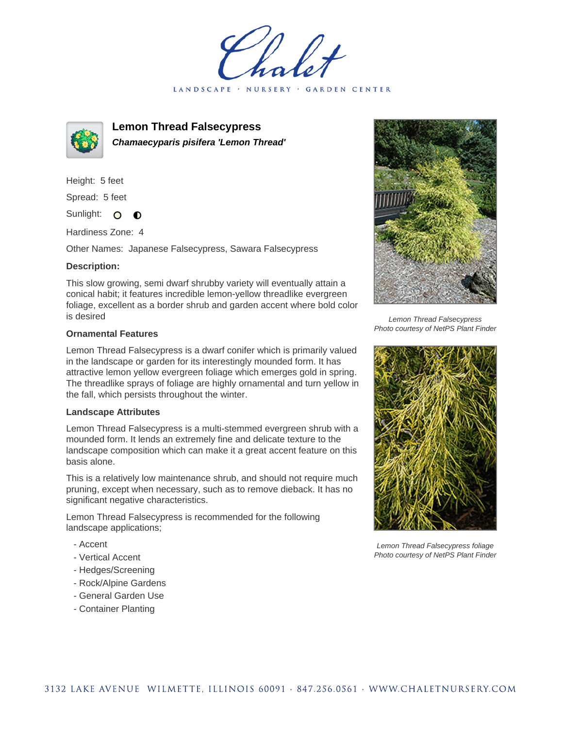# Lemon Thread Falsecypress

***Chamaecyparis pisifera 'Lemon Thread'***

Height: 5 feet

Spread: 5 feet

Sunlight: ○ ◐

Hardiness Zone: 4

Other Names: Japanese Falsecypress, Sawara Falsecypress

**Description:**

This slow growing, semi dwarf shrubby variety will eventually attain a conical habit; it features incredible lemon-yellow threadlike evergreen foliage, excellent as a border shrub and garden accent where bold color is desired

### Ornamental Features

Lemon Thread Falsecypress is a dwarf conifer which is primarily valued in the landscape or garden for its interestingly mounded form. It has attractive lemon yellow evergreen foliage which emerges gold in spring. The threadlike sprays of foliage are highly ornamental and turn yellow in the fall, which persists throughout the winter.

### Landscape Attributes

Lemon Thread Falsecypress is a multi-stemmed evergreen shrub with a mounded form. It lends an extremely fine and delicate texture to the landscape composition which can make it a great accent feature on this basis alone.

This is a relatively low maintenance shrub, and should not require much pruning, except when necessary, such as to remove dieback. It has no significant negative characteristics.

Lemon Thread Falsecypress is recommended for the following landscape applications;

- Accent
- Vertical Accent
- Hedges/Screening
- Rock/Alpine Gardens
- General Garden Use
- Container Planting

*Lemon Thread Falsecypress*
*Photo courtesy of NetPS Plant Finder*

*Lemon Thread Falsecypress foliage*
*Photo courtesy of NetPS Plant Finder*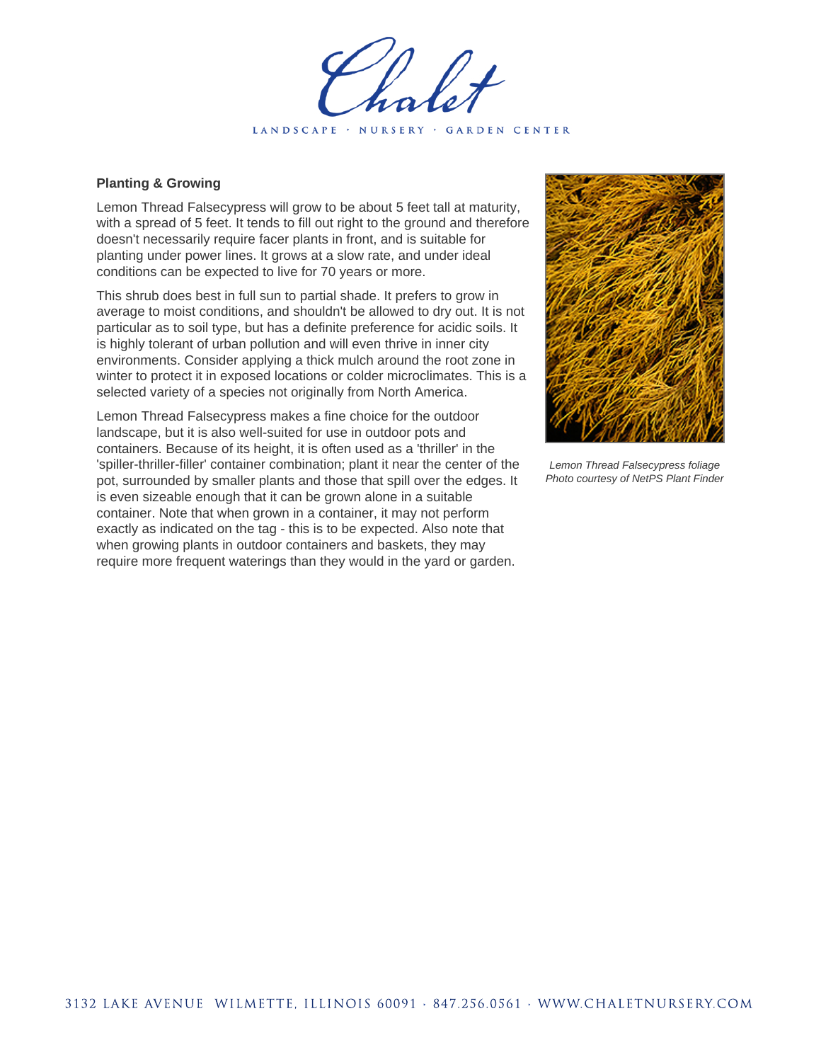### Planting & Growing

Lemon Thread Falsecypress will grow to be about 5 feet tall at maturity, with a spread of 5 feet. It tends to fill out right to the ground and therefore doesn't necessarily require facer plants in front, and is suitable for planting under power lines. It grows at a slow rate, and under ideal conditions can be expected to live for 70 years or more.

This shrub does best in full sun to partial shade. It prefers to grow in average to moist conditions, and shouldn't be allowed to dry out. It is not particular as to soil type, but has a definite preference for acidic soils. It is highly tolerant of urban pollution and will even thrive in inner city environments. Consider applying a thick mulch around the root zone in winter to protect it in exposed locations or colder microclimates. This is a selected variety of a species not originally from North America.

Lemon Thread Falsecypress makes a fine choice for the outdoor landscape, but it is also well-suited for use in outdoor pots and containers. Because of its height, it is often used as a 'thriller' in the 'spiller-thriller-filler' container combination; plant it near the center of the pot, surrounded by smaller plants and those that spill over the edges. It is even sizeable enough that it can be grown alone in a suitable container. Note that when grown in a container, it may not perform exactly as indicated on the tag - this is to be expected. Also note that when growing plants in outdoor containers and baskets, they may require more frequent waterings than they would in the yard or garden.

*Lemon Thread Falsecypress foliage*
*Photo courtesy of NetPS Plant Finder*